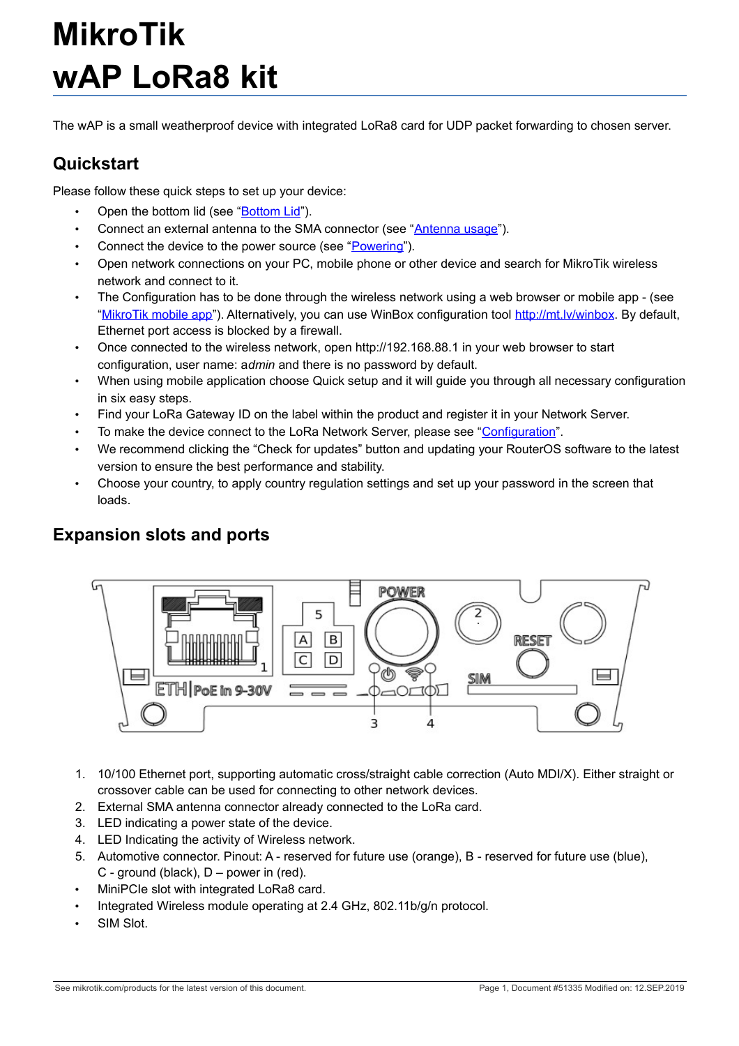# MikroTik wAP LoRa8 kit

The wAP is a small weatherproof device with integrated LoRa8 card for UDP packet forwarding to chosen server.

## Quickstart

Please follow these quick steps to set up your device:

- Open the bottom lid (see "Bottom Lid").
- Connect an external antenna to the SMA connector (see "Antenna usage").
- Connect the device to the power source (see "Powering").
- Open network connections on your PC, mobile phone or other device and search for MikroTik wireless network and connect to it.
- The Configuration has to be done through the wireless network using a web browser or mobile app - (see "MikroTik mobile app"). Alternatively, you can use WinBox configuration tool http://mt.lv/winbox. By default, Ethernet port access is blocked by a firewall.
- Once connected to the wireless network, open http://192.168.88.1 in your web browser to start configuration, user name: *admin* and there is no password by default.
- When using mobile application choose Quick setup and it will guide you through all necessary configuration in six easy steps.
- Find your LoRa Gateway ID on the label within the product and register it in your Network Server.
- To make the device connect to the LoRa Network Server, please see "Configuration".
- We recommend clicking the "Check for updates" button and updating your RouterOS software to the latest version to ensure the best performance and stability.
- Choose your country, to apply country regulation settings and set up your password in the screen that loads.

## Expansion slots and ports

1. 10/100 Ethernet port, supporting automatic cross/straight cable correction (Auto MDI/X). Either straight or crossover cable can be used for connecting to other network devices.
2. External SMA antenna connector already connected to the LoRa card.
3. LED indicating a power state of the device.
4. LED Indicating the activity of Wireless network.
5. Automotive connector. Pinout: A - reserved for future use (orange), B - reserved for future use (blue), C - ground (black), D – power in (red).

- MiniPCIe slot with integrated LoRa8 card.
- Integrated Wireless module operating at 2.4 GHz, 802.11b/g/n protocol.
- SIM Slot.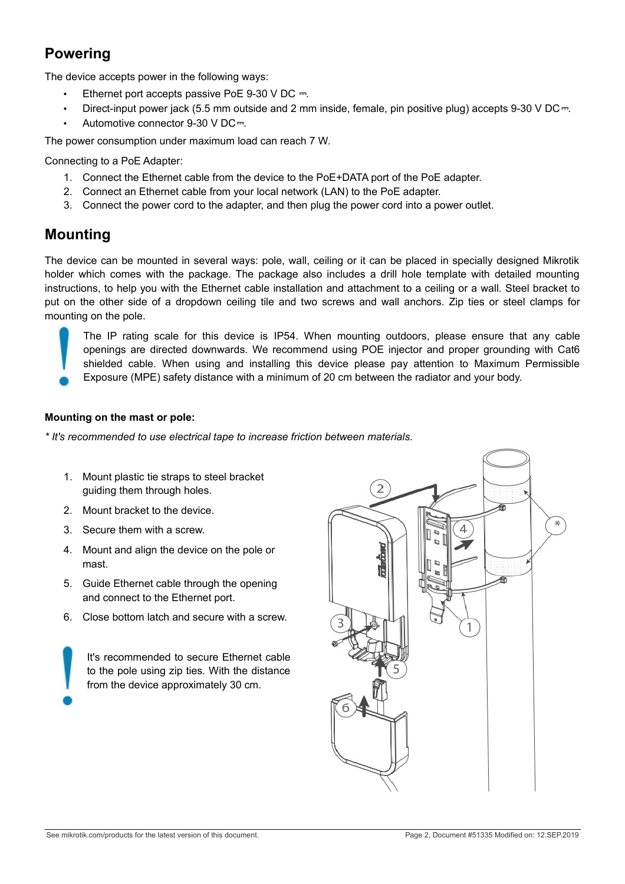## Powering

The device accepts power in the following ways:

- Ethernet port accepts passive PoE 9-30 V DC ⎓.
- Direct-input power jack (5.5 mm outside and 2 mm inside, female, pin positive plug) accepts 9-30 V DC⎓.
- Automotive connector 9-30 V DC⎓.

The power consumption under maximum load can reach 7 W.

Connecting to a PoE Adapter:

1. Connect the Ethernet cable from the device to the PoE+DATA port of the PoE adapter.
2. Connect an Ethernet cable from your local network (LAN) to the PoE adapter.
3. Connect the power cord to the adapter, and then plug the power cord into a power outlet.

## Mounting

The device can be mounted in several ways: pole, wall, ceiling or it can be placed in specially designed Mikrotik holder which comes with the package. The package also includes a drill hole template with detailed mounting instructions, to help you with the Ethernet cable installation and attachment to a ceiling or a wall. Steel bracket to put on the other side of a dropdown ceiling tile and two screws and wall anchors. Zip ties or steel clamps for mounting on the pole.

The IP rating scale for this device is IP54. When mounting outdoors, please ensure that any cable openings are directed downwards. We recommend using POE injector and proper grounding with Cat6 shielded cable. When using and installing this device please pay attention to Maximum Permissible Exposure (MPE) safety distance with a minimum of 20 cm between the radiator and your body.

**Mounting on the mast or pole:**

*\* It's recommended to use electrical tape to increase friction between materials.*

1. Mount plastic tie straps to steel bracket guiding them through holes.
2. Mount bracket to the device.
3. Secure them with a screw.
4. Mount and align the device on the pole or mast.
5. Guide Ethernet cable through the opening and connect to the Ethernet port.
6. Close bottom latch and secure with a screw.

It's recommended to secure Ethernet cable to the pole using zip ties. With the distance from the device approximately 30 cm.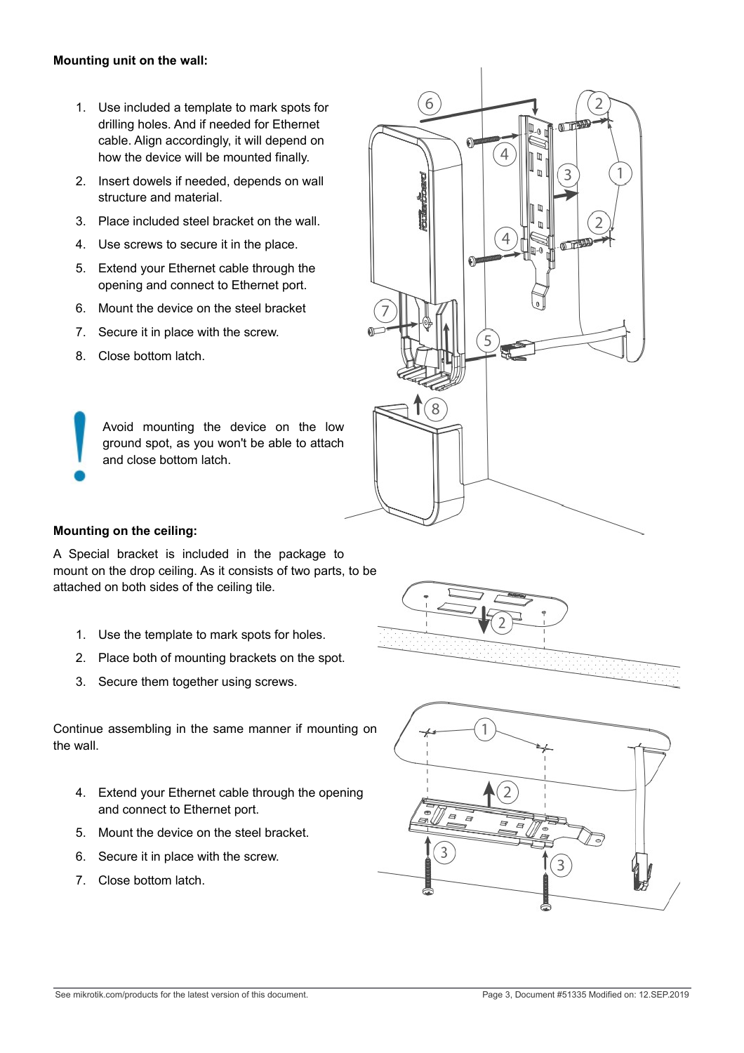**Mounting unit on the wall:**

1. Use included a template to mark spots for drilling holes. And if needed for Ethernet cable. Align accordingly, it will depend on how the device will be mounted finally.
2. Insert dowels if needed, depends on wall structure and material.
3. Place included steel bracket on the wall.
4. Use screws to secure it in the place.
5. Extend your Ethernet cable through the opening and connect to Ethernet port.
6. Mount the device on the steel bracket
7. Secure it in place with the screw.
8. Close bottom latch.

Avoid mounting the device on the low ground spot, as you won't be able to attach and close bottom latch.

**Mounting on the ceiling:**

A Special bracket is included in the package to mount on the drop ceiling. As it consists of two parts, to be attached on both sides of the ceiling tile.

1. Use the template to mark spots for holes.
2. Place both of mounting brackets on the spot.
3. Secure them together using screws.

Continue assembling in the same manner if mounting on the wall.

4. Extend your Ethernet cable through the opening and connect to Ethernet port.
5. Mount the device on the steel bracket.
6. Secure it in place with the screw.
7. Close bottom latch.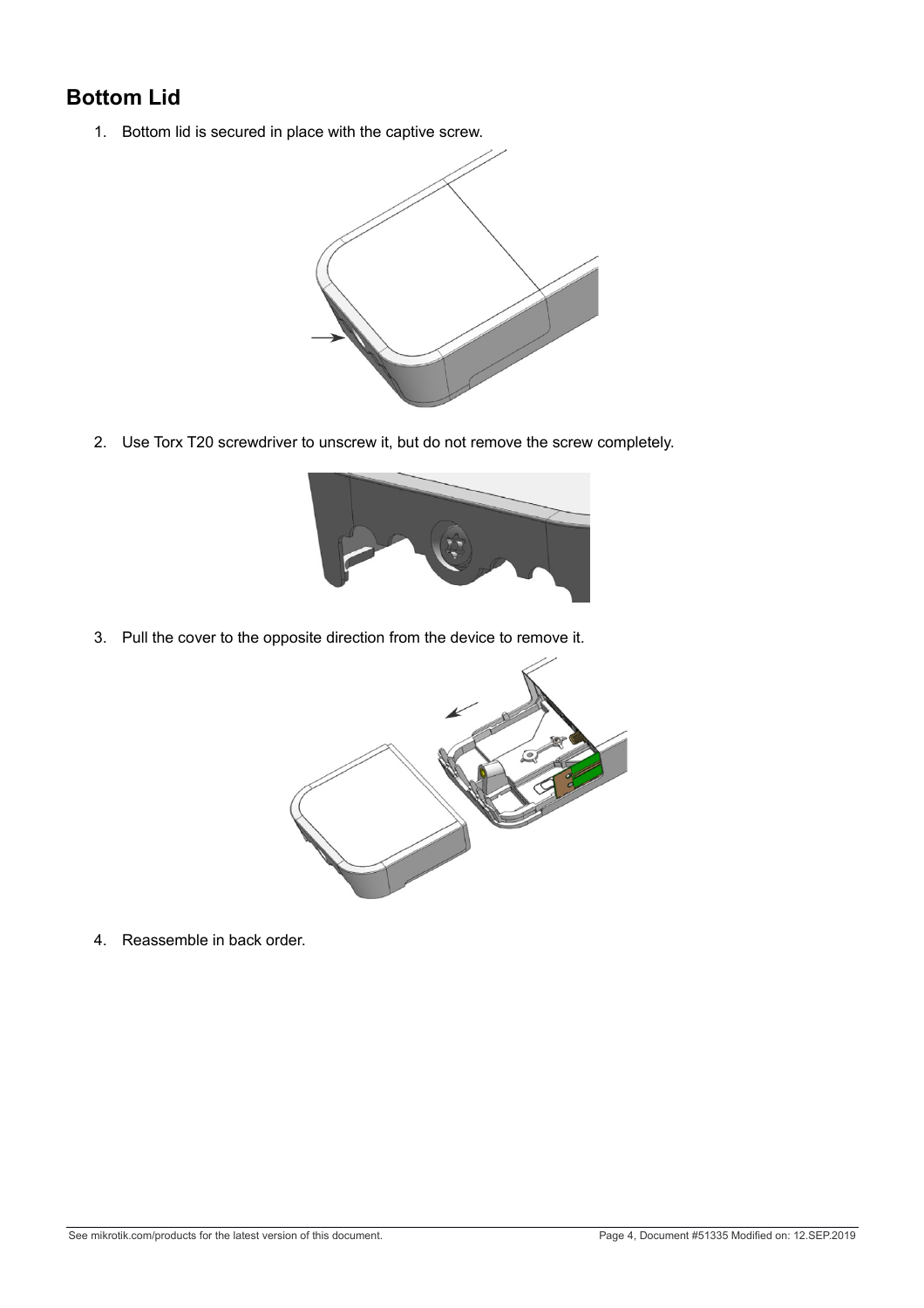## Bottom Lid

1. Bottom lid is secured in place with the captive screw.
2. Use Torx T20 screwdriver to unscrew it, but do not remove the screw completely.
3. Pull the cover to the opposite direction from the device to remove it.
4. Reassemble in back order.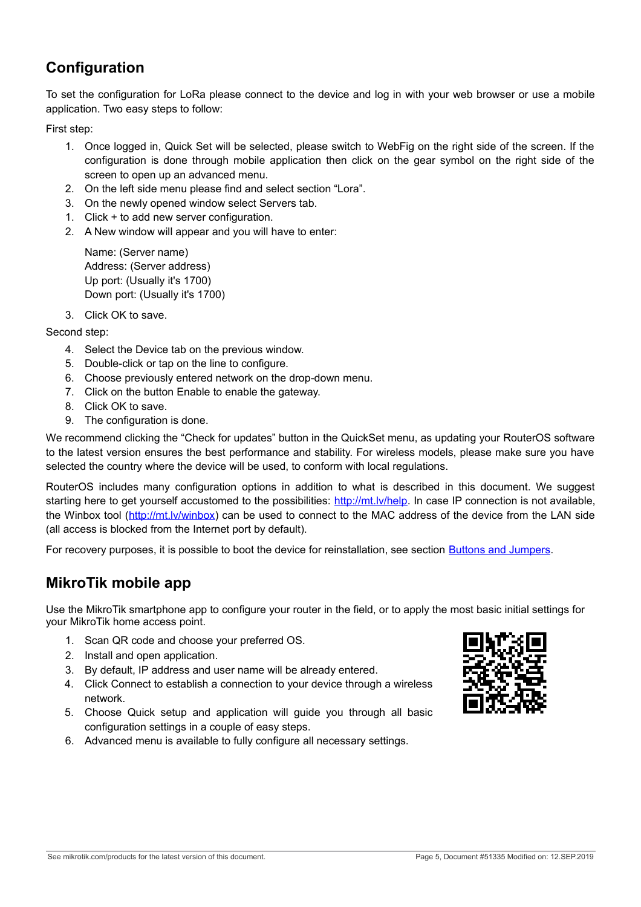## Configuration

To set the configuration for LoRa please connect to the device and log in with your web browser or use a mobile application. Two easy steps to follow:

First step:

1. Once logged in, Quick Set will be selected, please switch to WebFig on the right side of the screen. If the configuration is done through mobile application then click on the gear symbol on the right side of the screen to open up an advanced menu.
2. On the left side menu please find and select section "Lora".
3. On the newly opened window select Servers tab.
1. Click + to add new server configuration.
2. A New window will appear and you will have to enter:

   Name: (Server name)
   Address: (Server address)
   Up port: (Usually it's 1700)
   Down port: (Usually it's 1700)

3. Click OK to save.

Second step:

4. Select the Device tab on the previous window.
5. Double-click or tap on the line to configure.
6. Choose previously entered network on the drop-down menu.
7. Click on the button Enable to enable the gateway.
8. Click OK to save.
9. The configuration is done.

We recommend clicking the "Check for updates" button in the QuickSet menu, as updating your RouterOS software to the latest version ensures the best performance and stability. For wireless models, please make sure you have selected the country where the device will be used, to conform with local regulations.

RouterOS includes many configuration options in addition to what is described in this document. We suggest starting here to get yourself accustomed to the possibilities: http://mt.lv/help. In case IP connection is not available, the Winbox tool (http://mt.lv/winbox) can be used to connect to the MAC address of the device from the LAN side (all access is blocked from the Internet port by default).

For recovery purposes, it is possible to boot the device for reinstallation, see section Buttons and Jumpers.

## MikroTik mobile app

Use the MikroTik smartphone app to configure your router in the field, or to apply the most basic initial settings for your MikroTik home access point.

1. Scan QR code and choose your preferred OS.
2. Install and open application.
3. By default, IP address and user name will be already entered.
4. Click Connect to establish a connection to your device through a wireless network.
5. Choose Quick setup and application will guide you through all basic configuration settings in a couple of easy steps.
6. Advanced menu is available to fully configure all necessary settings.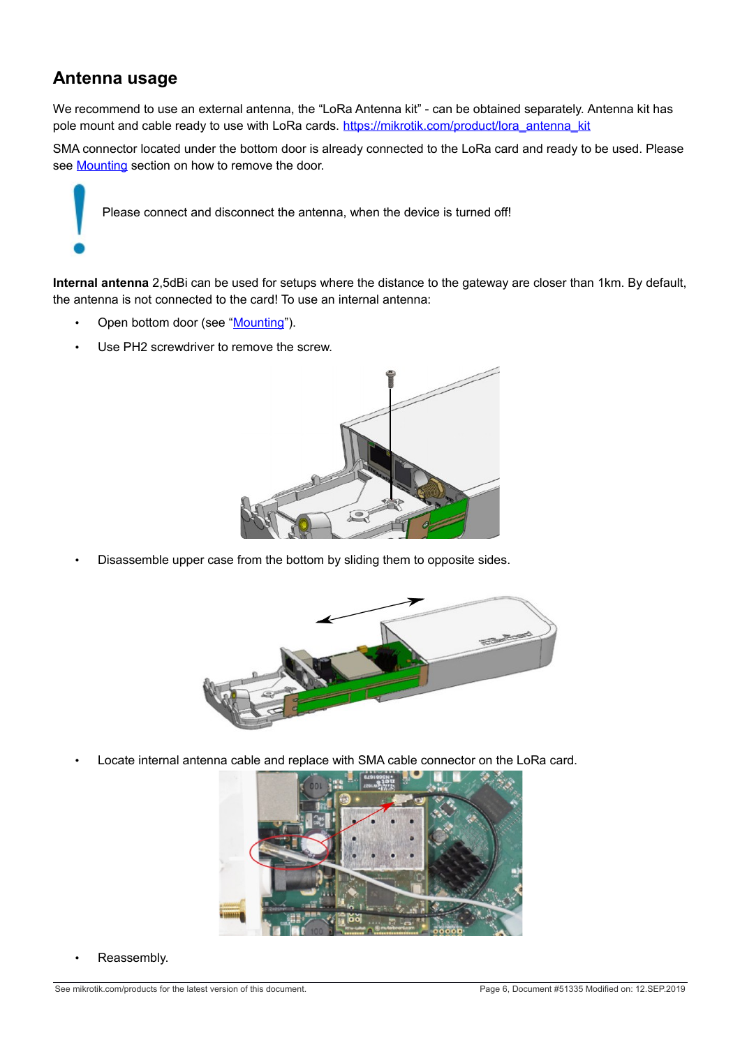## Antenna usage

We recommend to use an external antenna, the "LoRa Antenna kit" - can be obtained separately. Antenna kit has pole mount and cable ready to use with LoRa cards. https://mikrotik.com/product/lora_antenna_kit

SMA connector located under the bottom door is already connected to the LoRa card and ready to be used. Please see Mounting section on how to remove the door.

Please connect and disconnect the antenna, when the device is turned off!

**Internal antenna** 2,5dBi can be used for setups where the distance to the gateway are closer than 1km. By default, the antenna is not connected to the card! To use an internal antenna:

- Open bottom door (see "Mounting").
- Use PH2 screwdriver to remove the screw.
- Disassemble upper case from the bottom by sliding them to opposite sides.
- Locate internal antenna cable and replace with SMA cable connector on the LoRa card.
- Reassembly.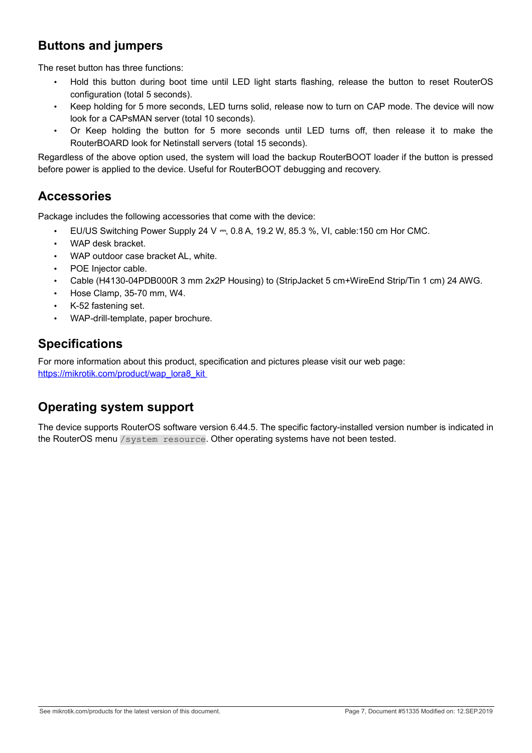## Buttons and jumpers

The reset button has three functions:

- Hold this button during boot time until LED light starts flashing, release the button to reset RouterOS configuration (total 5 seconds).
- Keep holding for 5 more seconds, LED turns solid, release now to turn on CAP mode. The device will now look for a CAPsMAN server (total 10 seconds).
- Or Keep holding the button for 5 more seconds until LED turns off, then release it to make the RouterBOARD look for Netinstall servers (total 15 seconds).

Regardless of the above option used, the system will load the backup RouterBOOT loader if the button is pressed before power is applied to the device. Useful for RouterBOOT debugging and recovery.

## Accessories

Package includes the following accessories that come with the device:

- EU/US Switching Power Supply 24 V ⎓, 0.8 A, 19.2 W, 85.3 %, VI, cable:150 cm Hor CMC.
- WAP desk bracket.
- WAP outdoor case bracket AL, white.
- POE Injector cable.
- Cable (H4130-04PDB000R 3 mm 2x2P Housing) to (StripJacket 5 cm+WireEnd Strip/Tin 1 cm) 24 AWG.
- Hose Clamp, 35-70 mm, W4.
- K-52 fastening set.
- WAP-drill-template, paper brochure.

## Specifications

For more information about this product, specification and pictures please visit our web page:
https://mikrotik.com/product/wap_lora8_kit

## Operating system support

The device supports RouterOS software version 6.44.5. The specific factory-installed version number is indicated in the RouterOS menu `/system resource`. Other operating systems have not been tested.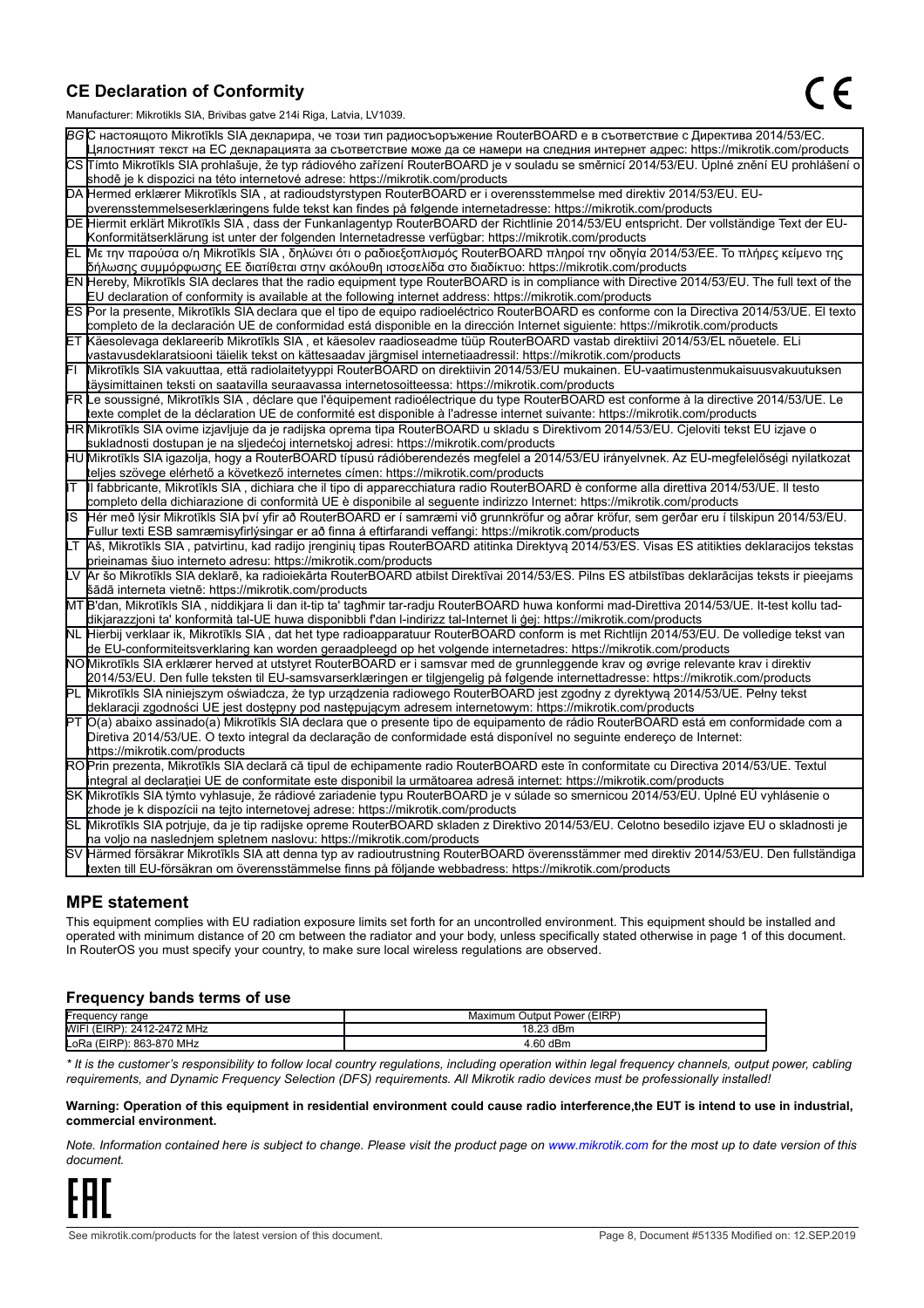## CE Declaration of Conformity

Manufacturer: Mikrotikls SIA, Brivibas gatve 214i Riga, Latvia, LV1039.

| | |
|---|---|
| BG | С настоящото Mikrotīkls SIA декларира, че този тип радиосъоръжение RouterBOARD е в съответствие с Директива 2014/53/ЕС. Цялостният текст на ЕС декларацията за съответствие може да се намери на следния интернет адрес: https://mikrotik.com/products |
| CS | Tímto Mikrotīkls SIA prohlašuje, že typ rádiového zařízení RouterBOARD je v souladu se směrnicí 2014/53/EU. Úplné znění EU prohlášení o shodě je k dispozici na této internetové adrese: https://mikrotik.com/products |
| DA | Hermed erklærer Mikrotīkls SIA , at radioudstyrstypen RouterBOARD er i overensstemmelse med direktiv 2014/53/EU. EU-overensstemmelseserklæringens fulde tekst kan findes på følgende internetadresse: https://mikrotik.com/products |
| DE | Hiermit erklärt Mikrotīkls SIA , dass der Funkanlagentyp RouterBOARD der Richtlinie 2014/53/EU entspricht. Der vollständige Text der EU-Konformitätserklärung ist unter der folgenden Internetadresse verfügbar: https://mikrotik.com/products |
| EL | Με την παρούσα ο/η Mikrotīkls SIA , δηλώνει ότι ο ραδιοεξοπλισμός RouterBOARD πληροί την οδηγία 2014/53/ΕΕ. Το πλήρες κείμενο της δήλωσης συμμόρφωσης ΕΕ διατίθεται στην ακόλουθη ιστοσελίδα στο διαδίκτυο: https://mikrotik.com/products |
| EN | Hereby, Mikrotīkls SIA declares that the radio equipment type RouterBOARD is in compliance with Directive 2014/53/EU. The full text of the EU declaration of conformity is available at the following internet address: https://mikrotik.com/products |
| ES | Por la presente, Mikrotīkls SIA declara que el tipo de equipo radioeléctrico RouterBOARD es conforme con la Directiva 2014/53/UE. El texto completo de la declaración UE de conformidad está disponible en la dirección Internet siguiente: https://mikrotik.com/products |
| ET | Käesolevaga deklareerib Mikrotīkls SIA , et käesolev raadioseadme tüüp RouterBOARD vastab direktiivi 2014/53/EL nõuetele. ELi vastavusdeklaratsiooni täielik tekst on kättesaadav järgmisel internetiaadressil: https://mikrotik.com/products |
| FI | Mikrotīkls SIA vakuuttaa, että radiolaitetyyppi RouterBOARD on direktiivin 2014/53/EU mukainen. EU-vaatimustenmukaisuusvakuutuksen täysimittainen teksti on saatavilla seuraavassa internetosoitteessa: https://mikrotik.com/products |
| FR | Le soussigné, Mikrotīkls SIA , déclare que l'équipement radioélectrique du type RouterBOARD est conforme à la directive 2014/53/UE. Le texte complet de la déclaration UE de conformité est disponible à l'adresse internet suivante: https://mikrotik.com/products |
| HR | Mikrotīkls SIA ovime izjavljuje da je radijska oprema tipa RouterBOARD u skladu s Direktivom 2014/53/EU. Cjeloviti tekst EU izjave o sukladnosti dostupan je na sljedećoj internetskoj adresi: https://mikrotik.com/products |
| HU | Mikrotīkls SIA igazolja, hogy a RouterBOARD típusú rádióberendezés megfelel a 2014/53/EU irányelvnek. Az EU-megfelelőségi nyilatkozat teljes szövege elérhető a következő internetes címen: https://mikrotik.com/products |
| IT | Il fabbricante, Mikrotīkls SIA , dichiara che il tipo di apparecchiatura radio RouterBOARD è conforme alla direttiva 2014/53/UE. Il testo completo della dichiarazione di conformità UE è disponibile al seguente indirizzo Internet: https://mikrotik.com/products |
| IS | Hér með lýsir Mikrotīkls SIA því yfir að RouterBOARD er í samræmi við grunnkröfur og aðrar kröfur, sem gerðar eru í tilskipun 2014/53/EU. Fullur texti ESB samræmisyfirlýsingar er að finna á eftirfarandi veffangi: https://mikrotik.com/products |
| LT | Aš, Mikrotīkls SIA , patvirtinu, kad radijo įrenginių tipas RouterBOARD atitinka Direktyvą 2014/53/ES. Visas ES atitikties deklaracijos tekstas prieinamas šiuo interneto adresu: https://mikrotik.com/products |
| LV | Ar šo Mikrotīkls SIA deklarē, ka radioiekārta RouterBOARD atbilst Direktīvai 2014/53/ES. Pilns ES atbilstības deklarācijas teksts ir pieejams šādā interneta vietnē: https://mikrotik.com/products |
| MT | B'dan, Mikrotīkls SIA , niddikjara li dan it-tip ta' tagħmir tar-radju RouterBOARD huwa konformi mad-Direttiva 2014/53/UE. It-test kollu tad-dikjarazzjoni ta' konformità tal-UE huwa disponibbli f'dan l-indirizz tal-Internet li ġej: https://mikrotik.com/products |
| NL | Hierbij verklaar ik, Mikrotīkls SIA , dat het type radioapparatuur RouterBOARD conform is met Richtlijn 2014/53/EU. De volledige tekst van de EU-conformiteitsverklaring kan worden geraadpleegd op het volgende internetadres: https://mikrotik.com/products |
| NO | Mikrotīkls SIA erklærer herved at utstyret RouterBOARD er i samsvar med de grunnleggende krav og øvrige relevante krav i direktiv 2014/53/EU. Den fulle teksten til EU-samsvarserklæringen er tilgjengelig på følgende internettadresse: https://mikrotik.com/products |
| PL | Mikrotīkls SIA niniejszym oświadcza, że typ urządzenia radiowego RouterBOARD jest zgodny z dyrektywą 2014/53/UE. Pełny tekst deklaracji zgodności UE jest dostępny pod następującym adresem internetowym: https://mikrotik.com/products |
| PT | O(a) abaixo assinado(a) Mikrotīkls SIA declara que o presente tipo de equipamento de rádio RouterBOARD está em conformidade com a Diretiva 2014/53/UE. O texto integral da declaração de conformidade está disponível no seguinte endereço de Internet: https://mikrotik.com/products |
| RO | Prin prezenta, Mikrotīkls SIA declară că tipul de echipamente radio RouterBOARD este în conformitate cu Directiva 2014/53/UE. Textul integral al declarației UE de conformitate este disponibil la următoarea adresă internet: https://mikrotik.com/products |
| SK | Mikrotīkls SIA týmto vyhlasuje, že rádiové zariadenie typu RouterBOARD je v súlade so smernicou 2014/53/EÚ. Úplné EÚ vyhlásenie o zhode je k dispozícii na tejto internetovej adrese: https://mikrotik.com/products |
| SL | Mikrotīkls SIA potrjuje, da je tip radijske opreme RouterBOARD skladen z Direktivo 2014/53/EU. Celotno besedilo izjave EU o skladnosti je na voljo na naslednjem spletnem naslovu: https://mikrotik.com/products |
| SV | Härmed försäkrar Mikrotīkls SIA att denna typ av radioutrustning RouterBOARD överensstämmer med direktiv 2014/53/EU. Den fullständiga texten till EU-försäkran om överensstämmelse finns på följande webbadress: https://mikrotik.com/products |

## MPE statement

This equipment complies with EU radiation exposure limits set forth for an uncontrolled environment. This equipment should be installed and operated with minimum distance of 20 cm between the radiator and your body, unless specifically stated otherwise in page 1 of this document. In RouterOS you must specify your country, to make sure local wireless regulations are observed.

### Frequency bands terms of use

| Frequency range | Maximum Output Power (EIRP) |
|---|---|
| WIFI (EIRP): 2412-2472 MHz | 18.23 dBm |
| LoRa (EIRP): 863-870 MHz | 4.60 dBm |

*\* It is the customer's responsibility to follow local country regulations, including operation within legal frequency channels, output power, cabling requirements, and Dynamic Frequency Selection (DFS) requirements. All Mikrotik radio devices must be professionally installed!*

**Warning: Operation of this equipment in residential environment could cause radio interference,the EUT is intend to use in industrial, commercial environment.**

*Note. Information contained here is subject to change. Please visit the product page on www.mikrotik.com for the most up to date version of this document.*

EAC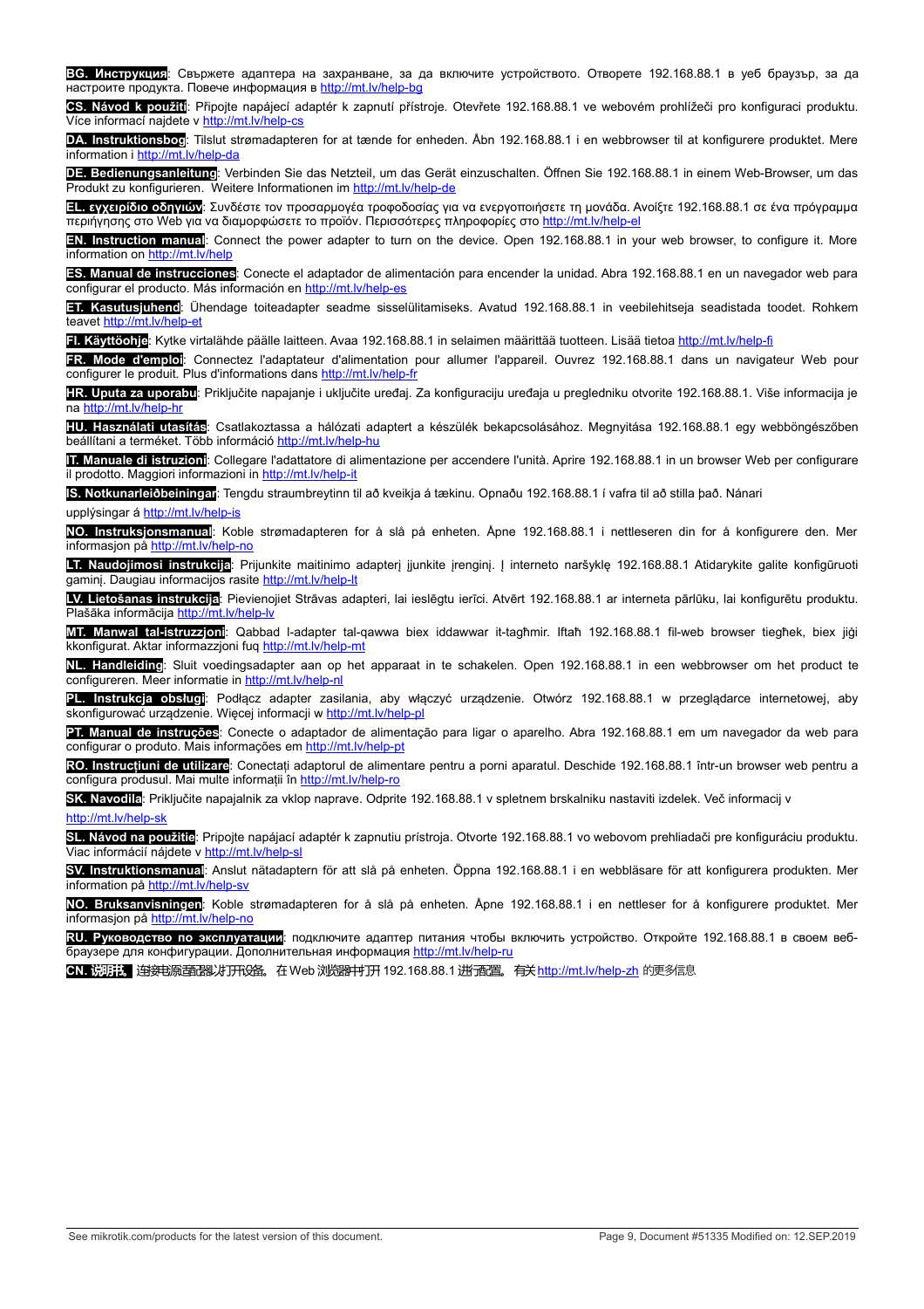**BG. Инструкция**: Свържете адаптера на захранване, за да включите устройството. Отворете 192.168.88.1 в уеб браузър, за да настроите продукта. Повече информация в http://mt.lv/help-bg

**CS. Návod k použití**: Připojte napájecí adaptér k zapnutí přístroje. Otevřete 192.168.88.1 ve webovém prohlížeči pro konfiguraci produktu. Více informací najdete v http://mt.lv/help-cs

**DA. Instruktionsbog**: Tilslut strømadapteren for at tænde for enheden. Åbn 192.168.88.1 i en webbrowser til at konfigurere produktet. Mere information i http://mt.lv/help-da

**DE. Bedienungsanleitung**: Verbinden Sie das Netzteil, um das Gerät einzuschalten. Öffnen Sie 192.168.88.1 in einem Web-Browser, um das Produkt zu konfigurieren. Weitere Informationen im http://mt.lv/help-de

**EL. εγχειρίδιο οδηγιών**: Συνδέστε τον προσαρμογέα τροφοδοσίας για να ενεργοποιήσετε τη μονάδα. Ανοίξτε 192.168.88.1 σε ένα πρόγραμμα περιήγησης στο Web για να διαμορφώσετε το προϊόν. Περισσότερες πληροφορίες στο http://mt.lv/help-el

**EN. Instruction manual**: Connect the power adapter to turn on the device. Open 192.168.88.1 in your web browser, to configure it. More information on http://mt.lv/help

**ES. Manual de instrucciones**: Conecte el adaptador de alimentación para encender la unidad. Abra 192.168.88.1 en un navegador web para configurar el producto. Más información en http://mt.lv/help-es

**ET. Kasutusjuhend**: Ühendage toiteadapter seadme sisselülitamiseks. Avatud 192.168.88.1 in veebilehitseja seadistada toodet. Rohkem teavet http://mt.lv/help-et

**FI. Käyttöohje**: Kytke virtalähde päälle laitteen. Avaa 192.168.88.1 in selaimen määrittää tuotteen. Lisää tietoa http://mt.lv/help-fi

**FR. Mode d'emploi**: Connectez l'adaptateur d'alimentation pour allumer l'appareil. Ouvrez 192.168.88.1 dans un navigateur Web pour configurer le produit. Plus d'informations dans http://mt.lv/help-fr

**HR. Upute za uporabu**: Priključite napajanje i uključite uređaj. Za konfiguraciju uređaja u pregledniku otvorite 192.168.88.1. Više informacija je na http://mt.lv/help-hr

**HU. Használati utasítás**: Csatlakoztassa a hálózati adaptert a készülék bekapcsolásához. Megnyitása 192.168.88.1 egy webböngészőben beállítani a terméket. Több információ http://mt.lv/help-hu

**IT. Manuale di istruzioni**: Collegare l'adattatore di alimentazione per accendere l'unità. Aprire 192.168.88.1 in un browser Web per configurare il prodotto. Maggiori informazioni in http://mt.lv/help-it

**IS. Notkunarleiðbeiningar**: Tengdu straumbreytinn til að kveikja á tækinu. Opnaðu 192.168.88.1 í vafra til að stilla það. Nánari upplýsingar á http://mt.lv/help-is

**NO. Instruksjonsmanual**: Koble strømadapteren for å slå på enheten. Åpne 192.168.88.1 i nettleseren din for å konfigurere den. Mer informasjon på http://mt.lv/help-no

**LT. Naudojimosi instrukcija**: Prijunkite maitinimo adapterį įjunkite įrenginį. Į interneto naršyklę 192.168.88.1 Atidarykite galite konfigūruoti gaminį. Daugiau informacijos rasite http://mt.lv/help-lt

**LV. Lietošanas instrukcija**: Pievienojiet Strāvas adapteri, lai ieslēgtu ierīci. Atvērt 192.168.88.1 ar interneta pārlūku, lai konfigurētu produktu. Plašāka informācija http://mt.lv/help-lv

**MT. Manwal tal-istruzzjoni**: Qabbad l-adapter tal-qawwa biex iddawwar it-tagħmir. Iftaħ 192.168.88.1 fil-web browser tiegħek, biex jiġi kkonfigurat. Aktar informazzjoni fuq http://mt.lv/help-mt

**NL. Handleiding**: Sluit voedingsadapter aan op het apparaat in te schakelen. Open 192.168.88.1 in een webbrowser om het product te configureren. Meer informatie in http://mt.lv/help-nl

**PL. Instrukcja obsługi**: Podłącz adapter zasilania, aby włączyć urządzenie. Otwórz 192.168.88.1 w przeglądarce internetowej, aby skonfigurować urządzenie. Więcej informacji w http://mt.lv/help-pl

**PT. Manual de instruções**: Conecte o adaptador de alimentação para ligar o aparelho. Abra 192.168.88.1 em um navegador da web para configurar o produto. Mais informações em http://mt.lv/help-pt

**RO. Instrucțiuni de utilizare**: Conectați adaptorul de alimentare pentru a porni aparatul. Deschide 192.168.88.1 într-un browser web pentru a configura produsul. Mai multe informații în http://mt.lv/help-ro

**SK. Navodila**: Priključite napajalnik za vklop naprave. Odprite 192.168.88.1 v spletnem brskalniku nastaviti izdelek. Več informacij v http://mt.lv/help-sk

**SL. Návod na použitie**: Pripojte napájací adaptér k zapnutiu prístroja. Otvorte 192.168.88.1 vo webovom prehliadači pre konfiguráciu produktu. Viac informácií nájdete v http://mt.lv/help-sl

**SV. Instruktionsmanual**: Anslut nätadaptern för att slå på enheten. Öppna 192.168.88.1 i en webbläsare för att konfigurera produkten. Mer information på http://mt.lv/help-sv

**NO. Bruksanvisningen**: Koble strømadapteren for å slå på enheten. Åpne 192.168.88.1 i en nettleser for å konfigurere produktet. Mer informasjon på http://mt.lv/help-no

**RU. Руководство по эксплуатации**: подключите адаптер питания чтобы включить устройство. Откройте 192.168.88.1 в своем веб-браузере для конфигурации. Дополнительная информация http://mt.lv/help-ru

**CN. 说明书.** 连接电源适配器以打开设备。在 Web 浏览器中打开 192.168.88.1 进行配置。有关 http://mt.lv/help-zh 的更多信息

See mikrotik.com/products for the latest version of this document. Document #51335 Modified on: 12.SEP.2019